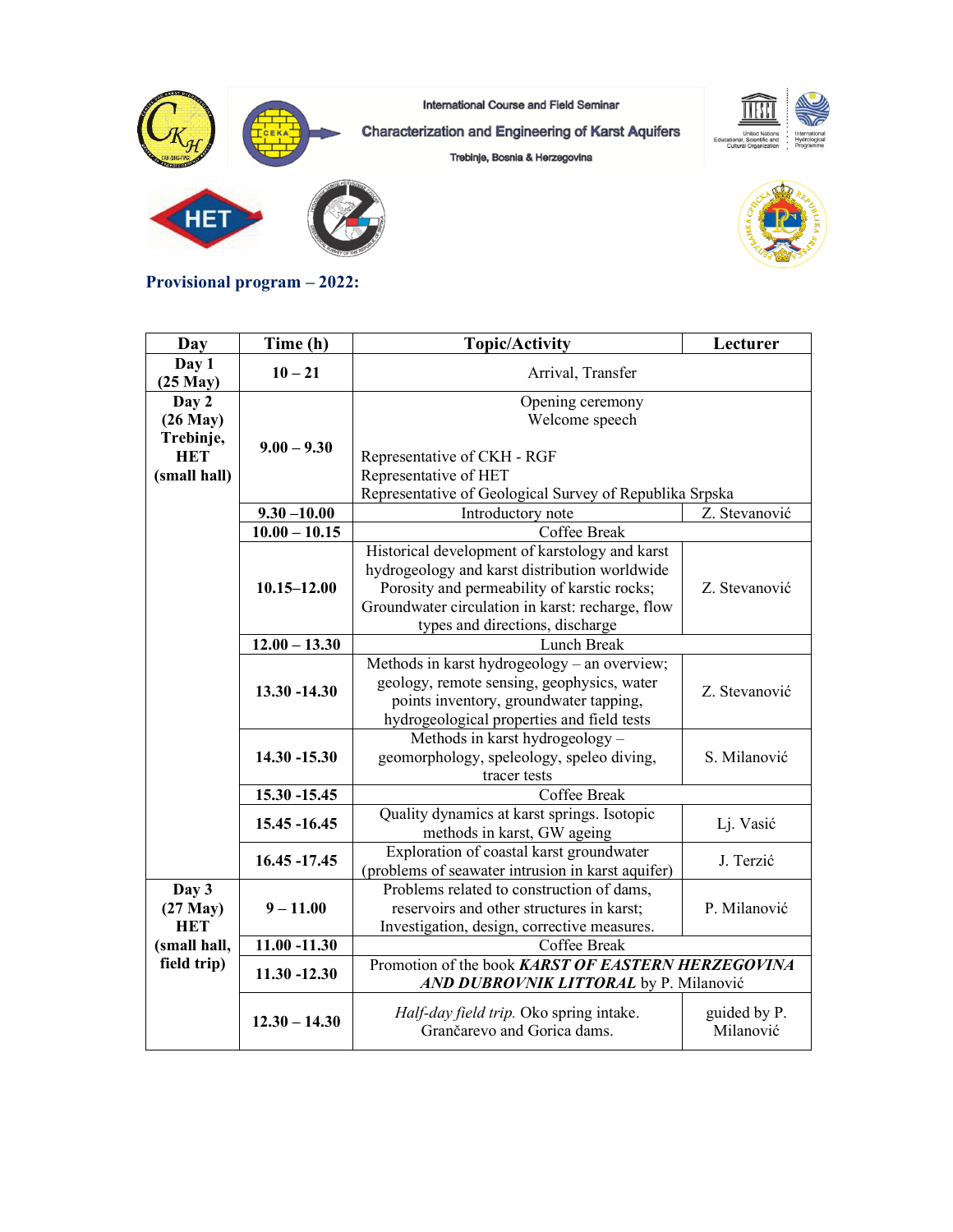International Course and Field Seminar

**Characterization and Engineering of Karst Aquifers**

Trebinje, Bosnia & Herzegovina

## Provisional program – 2022:

| Day | Time (h) | Topic/Activity | Lecturer |
|---|---|---|---|
| **Day 1 (25 May)** | **10 – 21** | Arrival, Transfer | |
| **Day 2 (26 May) Trebinje, HET (small hall)** | **9.00 – 9.30** | Opening ceremony<br>Welcome speech<br><br>Representative of CKH - RGF<br>Representative of HET<br>Representative of Geological Survey of Republika Srpska | |
| | **9.30 –10.00** | Introductory note | Z. Stevanović |
| | **10.00 – 10.15** | Coffee Break | |
| | **10.15–12.00** | Historical development of karstology and karst hydrogeology and karst distribution worldwide<br>Porosity and permeability of karstic rocks;<br>Groundwater circulation in karst: recharge, flow types and directions, discharge | Z. Stevanović |
| | **12.00 – 13.30** | Lunch Break | |
| | **13.30 -14.30** | Methods in karst hydrogeology – an overview; geology, remote sensing, geophysics, water points inventory, groundwater tapping, hydrogeological properties and field tests | Z. Stevanović |
| | **14.30 -15.30** | Methods in karst hydrogeology – geomorphology, speleology, speleo diving, tracer tests | S. Milanović |
| | **15.30 -15.45** | Coffee Break | |
| | **15.45 -16.45** | Quality dynamics at karst springs. Isotopic methods in karst, GW ageing | Lj. Vasić |
| | **16.45 -17.45** | Exploration of coastal karst groundwater (problems of seawater intrusion in karst aquifer) | J. Terzić |
| **Day 3 (27 May) HET (small hall, field trip)** | **9 – 11.00** | Problems related to construction of dams, reservoirs and other structures in karst;<br>Investigation, design, corrective measures. | P. Milanović |
| | **11.00 -11.30** | Coffee Break | |
| | **11.30 -12.30** | Promotion of the book ***KARST OF EASTERN HERZEGOVINA AND DUBROVNIK LITTORAL*** by P. Milanović | |
| | **12.30 – 14.30** | *Half-day field trip.* Oko spring intake. Grančarevo and Gorica dams. | guided by P. Milanović |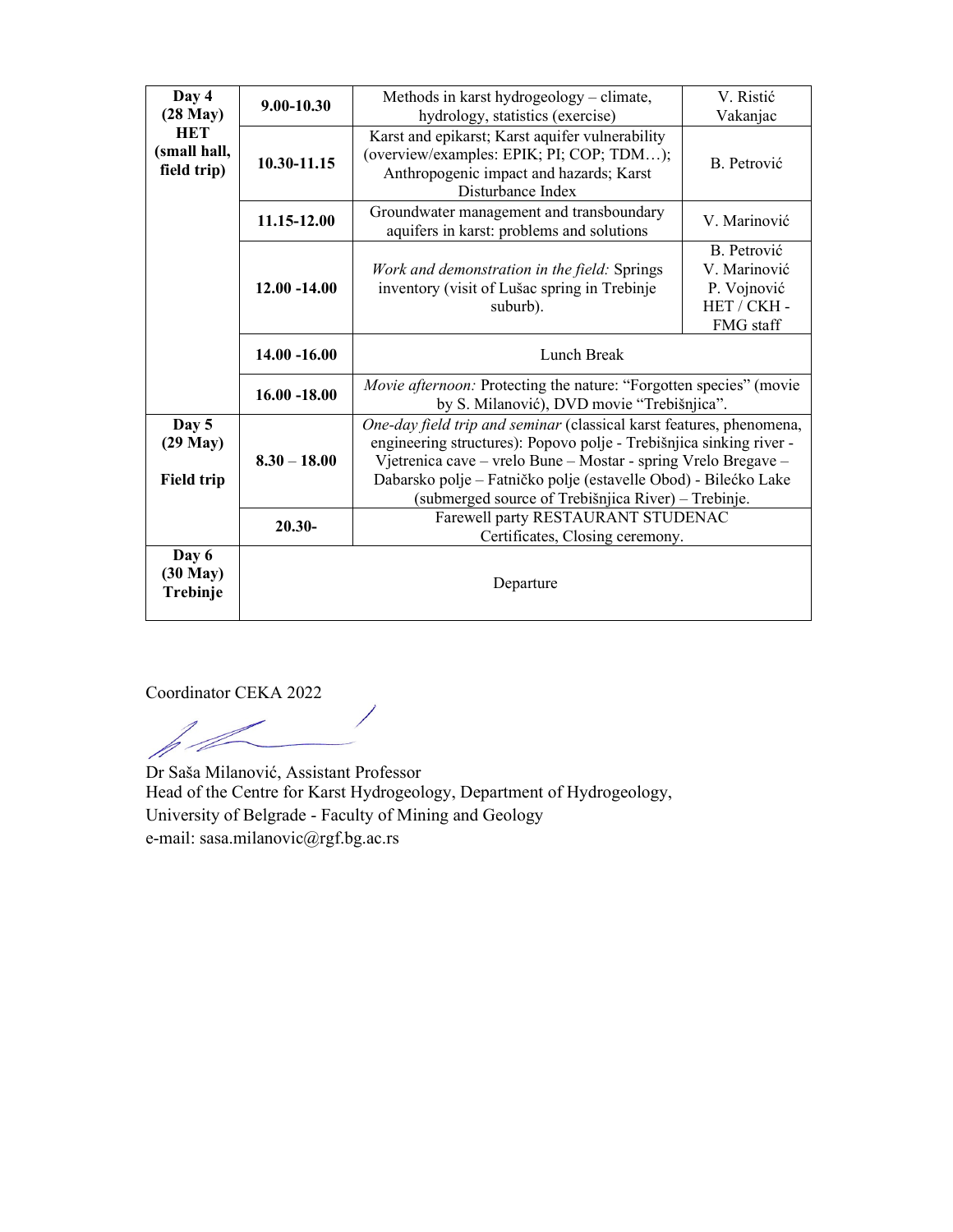| | | | |
|---|---|---|---|
| **Day 4 (28 May) HET (small hall, field trip)** | **9.00-10.30** | Methods in karst hydrogeology – climate, hydrology, statistics (exercise) | V. Ristić Vakanjac |
| | **10.30-11.15** | Karst and epikarst; Karst aquifer vulnerability (overview/examples: EPIK; PI; COP; TDM…); Anthropogenic impact and hazards; Karst Disturbance Index | B. Petrović |
| | **11.15-12.00** | Groundwater management and transboundary aquifers in karst: problems and solutions | V. Marinović |
| | **12.00 -14.00** | *Work and demonstration in the field:* Springs inventory (visit of Lušac spring in Trebinje suburb). | B. Petrović V. Marinović P. Vojnović HET / CKH - FMG staff |
| | **14.00 -16.00** | Lunch Break | |
| | **16.00 -18.00** | *Movie afternoon:* Protecting the nature: "Forgotten species" (movie by S. Milanović), DVD movie "Trebišnjica". | |
| **Day 5 (29 May) Field trip** | **8.30 – 18.00** | *One-day field trip and seminar* (classical karst features, phenomena, engineering structures): Popovo polje - Trebišnjica sinking river - Vjetrenica cave – vrelo Bune – Mostar - spring Vrelo Bregave – Dabarsko polje – Fatničko polje (estavelle Obod) - Bilećko Lake (submerged source of Trebišnjica River) – Trebinje. | |
| | **20.30-** | Farewell party RESTAURANT STUDENAC Certificates, Closing ceremony. | |
| **Day 6 (30 May) Trebinje** | Departure | | |

Coordinator CEKA 2022

Dr Saša Milanović, Assistant Professor
Head of the Centre for Karst Hydrogeology, Department of Hydrogeology,
University of Belgrade - Faculty of Mining and Geology
e-mail: sasa.milanovic@rgf.bg.ac.rs